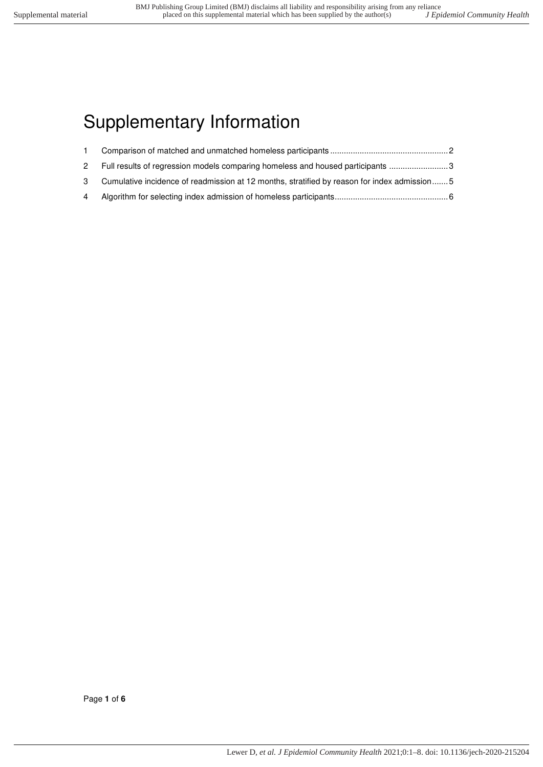# Supplementary Information

1. Comparison of matched and unmatched homeless participants ........................................................ 2
2. Full results of regression models comparing homeless and housed participants .......................... 3
3. Cumulative incidence of readmission at 12 months, stratified by reason for index admission ....... 5
4. Algorithm for selecting index admission of homeless participants .................................................. 6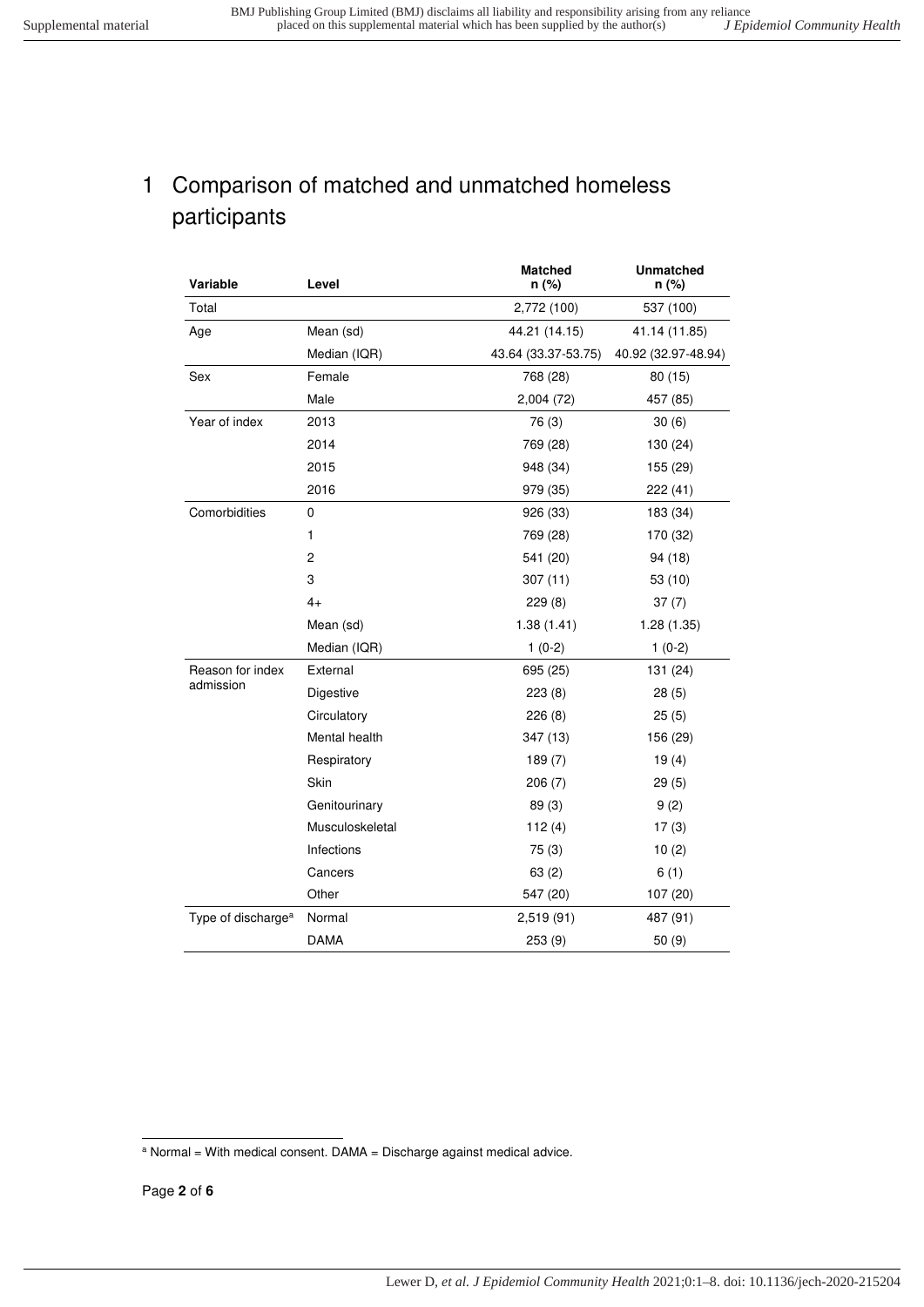# 1 Comparison of matched and unmatched homeless participants

| Variable | Level | Matched n (%) | Unmatched n (%) |
|---|---|---|---|
| Total | | 2,772 (100) | 537 (100) |
| Age | Mean (sd) | 44.21 (14.15) | 41.14 (11.85) |
| | Median (IQR) | 43.64 (33.37-53.75) | 40.92 (32.97-48.94) |
| Sex | Female | 768 (28) | 80 (15) |
| | Male | 2,004 (72) | 457 (85) |
| Year of index | 2013 | 76 (3) | 30 (6) |
| | 2014 | 769 (28) | 130 (24) |
| | 2015 | 948 (34) | 155 (29) |
| | 2016 | 979 (35) | 222 (41) |
| Comorbidities | 0 | 926 (33) | 183 (34) |
| | 1 | 769 (28) | 170 (32) |
| | 2 | 541 (20) | 94 (18) |
| | 3 | 307 (11) | 53 (10) |
| | 4+ | 229 (8) | 37 (7) |
| | Mean (sd) | 1.38 (1.41) | 1.28 (1.35) |
| | Median (IQR) | 1 (0-2) | 1 (0-2) |
| Reason for index admission | External | 695 (25) | 131 (24) |
| | Digestive | 223 (8) | 28 (5) |
| | Circulatory | 226 (8) | 25 (5) |
| | Mental health | 347 (13) | 156 (29) |
| | Respiratory | 189 (7) | 19 (4) |
| | Skin | 206 (7) | 29 (5) |
| | Genitourinary | 89 (3) | 9 (2) |
| | Musculoskeletal | 112 (4) | 17 (3) |
| | Infections | 75 (3) | 10 (2) |
| | Cancers | 63 (2) | 6 (1) |
| | Other | 547 (20) | 107 (20) |
| Type of discharge[a] | Normal | 2,519 (91) | 487 (91) |
| | DAMA | 253 (9) | 50 (9) |

[a] Normal = With medical consent. DAMA = Discharge against medical advice.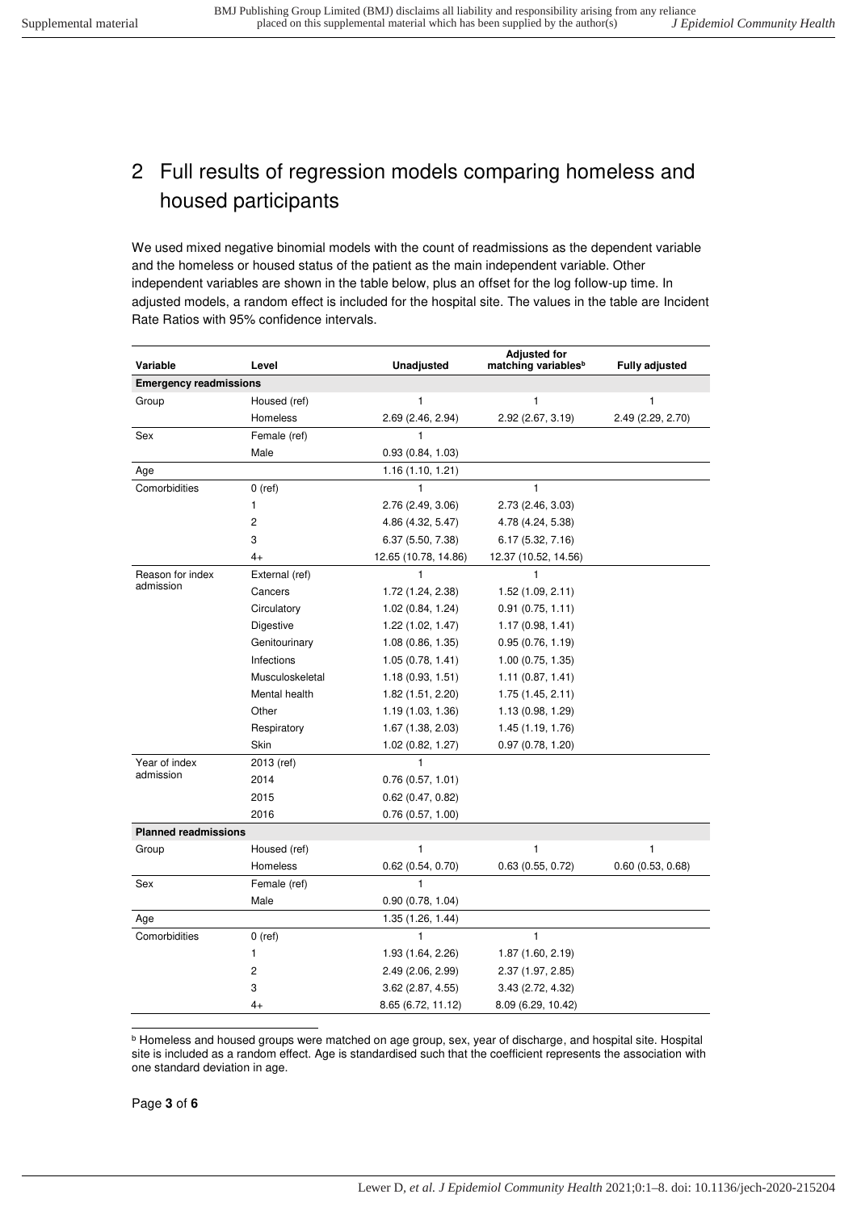## 2 Full results of regression models comparing homeless and housed participants

We used mixed negative binomial models with the count of readmissions as the dependent variable and the homeless or housed status of the patient as the main independent variable. Other independent variables are shown in the table below, plus an offset for the log follow-up time. In adjusted models, a random effect is included for the hospital site. The values in the table are Incident Rate Ratios with 95% confidence intervals.

| Variable | Level | Unadjusted | Adjusted for matching variables[b] | Fully adjusted |
|---|---|---|---|---|
| **Emergency readmissions** | | | | |
| Group | Housed (ref) | 1 | 1 | 1 |
| | Homeless | 2.69 (2.46, 2.94) | 2.92 (2.67, 3.19) | 2.49 (2.29, 2.70) |
| Sex | Female (ref) | 1 | | |
| | Male | 0.93 (0.84, 1.03) | | |
| Age | | 1.16 (1.10, 1.21) | | |
| Comorbidities | 0 (ref) | 1 | 1 | |
| | 1 | 2.76 (2.49, 3.06) | 2.73 (2.46, 3.03) | |
| | 2 | 4.86 (4.32, 5.47) | 4.78 (4.24, 5.38) | |
| | 3 | 6.37 (5.50, 7.38) | 6.17 (5.32, 7.16) | |
| | 4+ | 12.65 (10.78, 14.86) | 12.37 (10.52, 14.56) | |
| Reason for index admission | External (ref) | 1 | 1 | |
| | Cancers | 1.72 (1.24, 2.38) | 1.52 (1.09, 2.11) | |
| | Circulatory | 1.02 (0.84, 1.24) | 0.91 (0.75, 1.11) | |
| | Digestive | 1.22 (1.02, 1.47) | 1.17 (0.98, 1.41) | |
| | Genitourinary | 1.08 (0.86, 1.35) | 0.95 (0.76, 1.19) | |
| | Infections | 1.05 (0.78, 1.41) | 1.00 (0.75, 1.35) | |
| | Musculoskeletal | 1.18 (0.93, 1.51) | 1.11 (0.87, 1.41) | |
| | Mental health | 1.82 (1.51, 2.20) | 1.75 (1.45, 2.11) | |
| | Other | 1.19 (1.03, 1.36) | 1.13 (0.98, 1.29) | |
| | Respiratory | 1.67 (1.38, 2.03) | 1.45 (1.19, 1.76) | |
| | Skin | 1.02 (0.82, 1.27) | 0.97 (0.78, 1.20) | |
| Year of index admission | 2013 (ref) | 1 | | |
| | 2014 | 0.76 (0.57, 1.01) | | |
| | 2015 | 0.62 (0.47, 0.82) | | |
| | 2016 | 0.76 (0.57, 1.00) | | |
| **Planned readmissions** | | | | |
| Group | Housed (ref) | 1 | 1 | 1 |
| | Homeless | 0.62 (0.54, 0.70) | 0.63 (0.55, 0.72) | 0.60 (0.53, 0.68) |
| Sex | Female (ref) | 1 | | |
| | Male | 0.90 (0.78, 1.04) | | |
| Age | | 1.35 (1.26, 1.44) | | |
| Comorbidities | 0 (ref) | 1 | 1 | |
| | 1 | 1.93 (1.64, 2.26) | 1.87 (1.60, 2.19) | |
| | 2 | 2.49 (2.06, 2.99) | 2.37 (1.97, 2.85) | |
| | 3 | 3.62 (2.87, 4.55) | 3.43 (2.72, 4.32) | |
| | 4+ | 8.65 (6.72, 11.12) | 8.09 (6.29, 10.42) | |

[b] Homeless and housed groups were matched on age group, sex, year of discharge, and hospital site. Hospital site is included as a random effect. Age is standardised such that the coefficient represents the association with one standard deviation in age.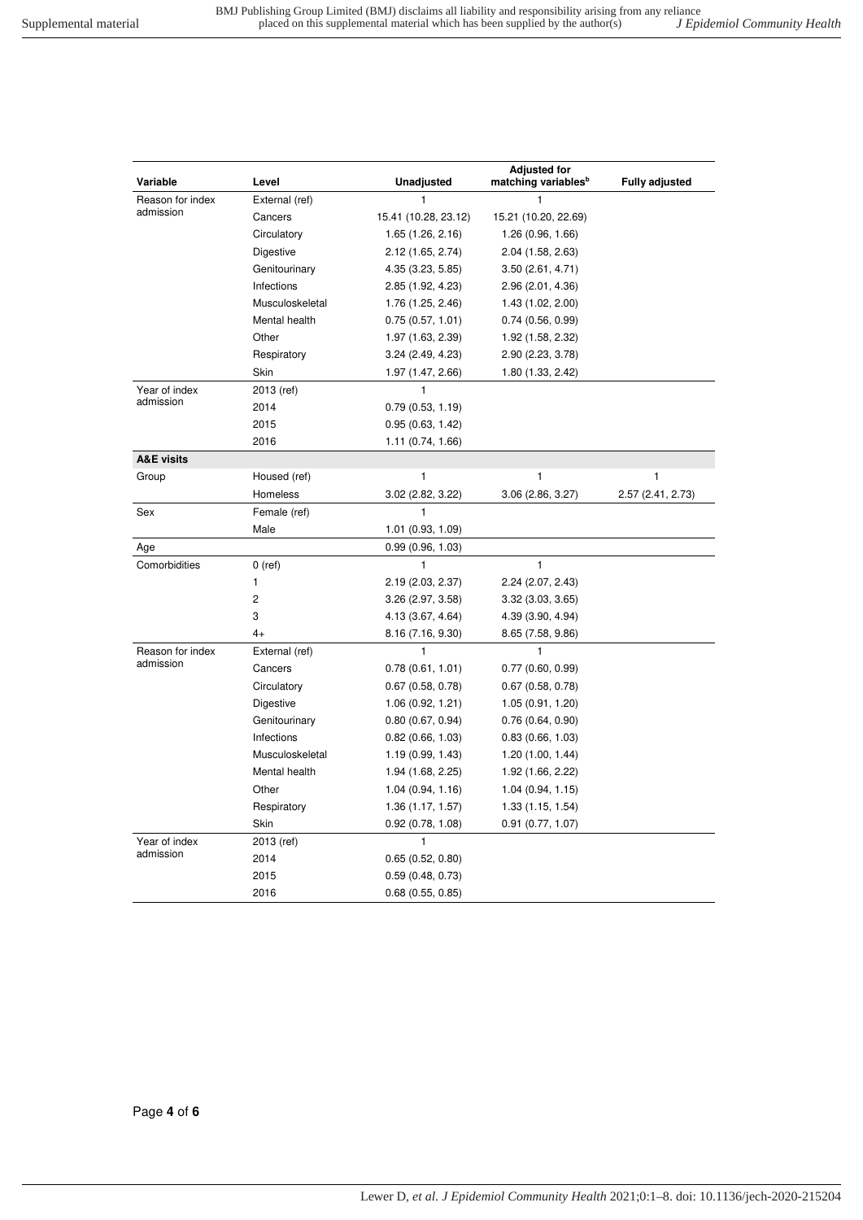| Variable | Level | Unadjusted | Adjusted for matching variables[b] | Fully adjusted |
|---|---|---|---|---|
| Reason for index admission | External (ref) | 1 | 1 | |
| | Cancers | 15.41 (10.28, 23.12) | 15.21 (10.20, 22.69) | |
| | Circulatory | 1.65 (1.26, 2.16) | 1.26 (0.96, 1.66) | |
| | Digestive | 2.12 (1.65, 2.74) | 2.04 (1.58, 2.63) | |
| | Genitourinary | 4.35 (3.23, 5.85) | 3.50 (2.61, 4.71) | |
| | Infections | 2.85 (1.92, 4.23) | 2.96 (2.01, 4.36) | |
| | Musculoskeletal | 1.76 (1.25, 2.46) | 1.43 (1.02, 2.00) | |
| | Mental health | 0.75 (0.57, 1.01) | 0.74 (0.56, 0.99) | |
| | Other | 1.97 (1.63, 2.39) | 1.92 (1.58, 2.32) | |
| | Respiratory | 3.24 (2.49, 4.23) | 2.90 (2.23, 3.78) | |
| | Skin | 1.97 (1.47, 2.66) | 1.80 (1.33, 2.42) | |
| Year of index admission | 2013 (ref) | 1 | | |
| | 2014 | 0.79 (0.53, 1.19) | | |
| | 2015 | 0.95 (0.63, 1.42) | | |
| | 2016 | 1.11 (0.74, 1.66) | | |
| **A&E visits** | | | | |
| Group | Housed (ref) | 1 | 1 | 1 |
| | Homeless | 3.02 (2.82, 3.22) | 3.06 (2.86, 3.27) | 2.57 (2.41, 2.73) |
| Sex | Female (ref) | 1 | | |
| | Male | 1.01 (0.93, 1.09) | | |
| Age | | 0.99 (0.96, 1.03) | | |
| Comorbidities | 0 (ref) | 1 | 1 | |
| | 1 | 2.19 (2.03, 2.37) | 2.24 (2.07, 2.43) | |
| | 2 | 3.26 (2.97, 3.58) | 3.32 (3.03, 3.65) | |
| | 3 | 4.13 (3.67, 4.64) | 4.39 (3.90, 4.94) | |
| | 4+ | 8.16 (7.16, 9.30) | 8.65 (7.58, 9.86) | |
| Reason for index admission | External (ref) | 1 | 1 | |
| | Cancers | 0.78 (0.61, 1.01) | 0.77 (0.60, 0.99) | |
| | Circulatory | 0.67 (0.58, 0.78) | 0.67 (0.58, 0.78) | |
| | Digestive | 1.06 (0.92, 1.21) | 1.05 (0.91, 1.20) | |
| | Genitourinary | 0.80 (0.67, 0.94) | 0.76 (0.64, 0.90) | |
| | Infections | 0.82 (0.66, 1.03) | 0.83 (0.66, 1.03) | |
| | Musculoskeletal | 1.19 (0.99, 1.43) | 1.20 (1.00, 1.44) | |
| | Mental health | 1.94 (1.68, 2.25) | 1.92 (1.66, 2.22) | |
| | Other | 1.04 (0.94, 1.16) | 1.04 (0.94, 1.15) | |
| | Respiratory | 1.36 (1.17, 1.57) | 1.33 (1.15, 1.54) | |
| | Skin | 0.92 (0.78, 1.08) | 0.91 (0.77, 1.07) | |
| Year of index admission | 2013 (ref) | 1 | | |
| | 2014 | 0.65 (0.52, 0.80) | | |
| | 2015 | 0.59 (0.48, 0.73) | | |
| | 2016 | 0.68 (0.55, 0.85) | | |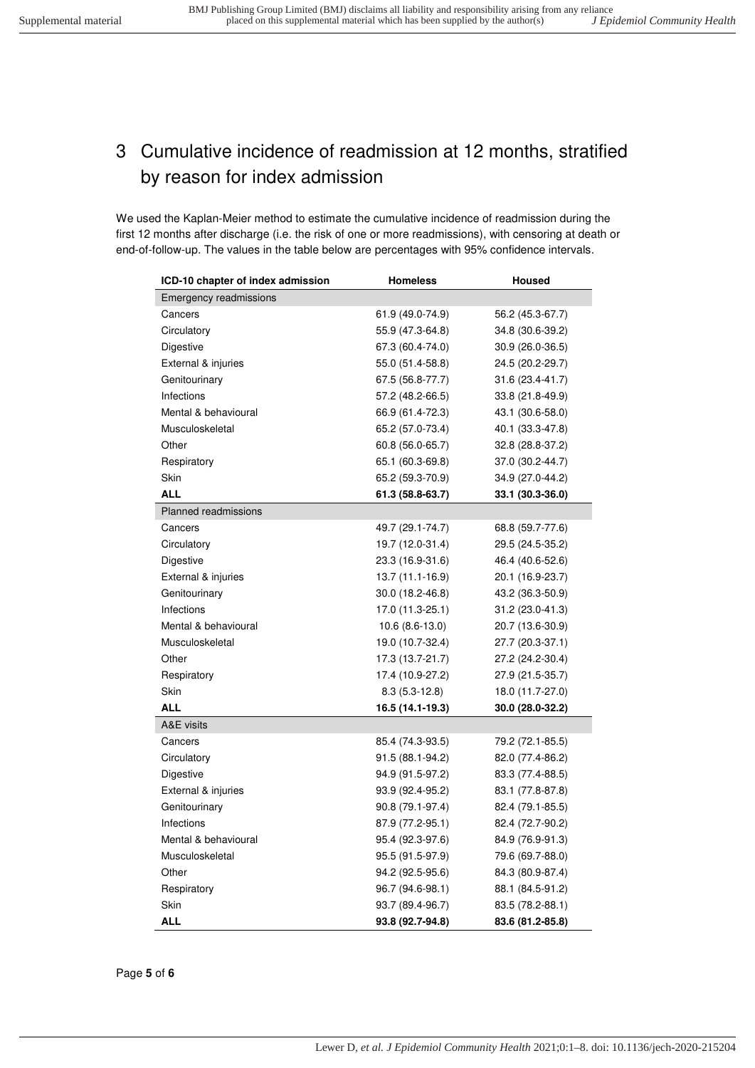# 3 Cumulative incidence of readmission at 12 months, stratified by reason for index admission

We used the Kaplan-Meier method to estimate the cumulative incidence of readmission during the first 12 months after discharge (i.e. the risk of one or more readmissions), with censoring at death or end-of-follow-up. The values in the table below are percentages with 95% confidence intervals.

| ICD-10 chapter of index admission | Homeless | Housed |
|---|---|---|
| Emergency readmissions | | |
| Cancers | 61.9 (49.0-74.9) | 56.2 (45.3-67.7) |
| Circulatory | 55.9 (47.3-64.8) | 34.8 (30.6-39.2) |
| Digestive | 67.3 (60.4-74.0) | 30.9 (26.0-36.5) |
| External & injuries | 55.0 (51.4-58.8) | 24.5 (20.2-29.7) |
| Genitourinary | 67.5 (56.8-77.7) | 31.6 (23.4-41.7) |
| Infections | 57.2 (48.2-66.5) | 33.8 (21.8-49.9) |
| Mental & behavioural | 66.9 (61.4-72.3) | 43.1 (30.6-58.0) |
| Musculoskeletal | 65.2 (57.0-73.4) | 40.1 (33.3-47.8) |
| Other | 60.8 (56.0-65.7) | 32.8 (28.8-37.2) |
| Respiratory | 65.1 (60.3-69.8) | 37.0 (30.2-44.7) |
| Skin | 65.2 (59.3-70.9) | 34.9 (27.0-44.2) |
| **ALL** | **61.3 (58.8-63.7)** | **33.1 (30.3-36.0)** |
| Planned readmissions | | |
| Cancers | 49.7 (29.1-74.7) | 68.8 (59.7-77.6) |
| Circulatory | 19.7 (12.0-31.4) | 29.5 (24.5-35.2) |
| Digestive | 23.3 (16.9-31.6) | 46.4 (40.6-52.6) |
| External & injuries | 13.7 (11.1-16.9) | 20.1 (16.9-23.7) |
| Genitourinary | 30.0 (18.2-46.8) | 43.2 (36.3-50.9) |
| Infections | 17.0 (11.3-25.1) | 31.2 (23.0-41.3) |
| Mental & behavioural | 10.6 (8.6-13.0) | 20.7 (13.6-30.9) |
| Musculoskeletal | 19.0 (10.7-32.4) | 27.7 (20.3-37.1) |
| Other | 17.3 (13.7-21.7) | 27.2 (24.2-30.4) |
| Respiratory | 17.4 (10.9-27.2) | 27.9 (21.5-35.7) |
| Skin | 8.3 (5.3-12.8) | 18.0 (11.7-27.0) |
| **ALL** | **16.5 (14.1-19.3)** | **30.0 (28.0-32.2)** |
| A&E visits | | |
| Cancers | 85.4 (74.3-93.5) | 79.2 (72.1-85.5) |
| Circulatory | 91.5 (88.1-94.2) | 82.0 (77.4-86.2) |
| Digestive | 94.9 (91.5-97.2) | 83.3 (77.4-88.5) |
| External & injuries | 93.9 (92.4-95.2) | 83.1 (77.8-87.8) |
| Genitourinary | 90.8 (79.1-97.4) | 82.4 (79.1-85.5) |
| Infections | 87.9 (77.2-95.1) | 82.4 (72.7-90.2) |
| Mental & behavioural | 95.4 (92.3-97.6) | 84.9 (76.9-91.3) |
| Musculoskeletal | 95.5 (91.5-97.9) | 79.6 (69.7-88.0) |
| Other | 94.2 (92.5-95.6) | 84.3 (80.9-87.4) |
| Respiratory | 96.7 (94.6-98.1) | 88.1 (84.5-91.2) |
| Skin | 93.7 (89.4-96.7) | 83.5 (78.2-88.1) |
| **ALL** | **93.8 (92.7-94.8)** | **83.6 (81.2-85.8)** |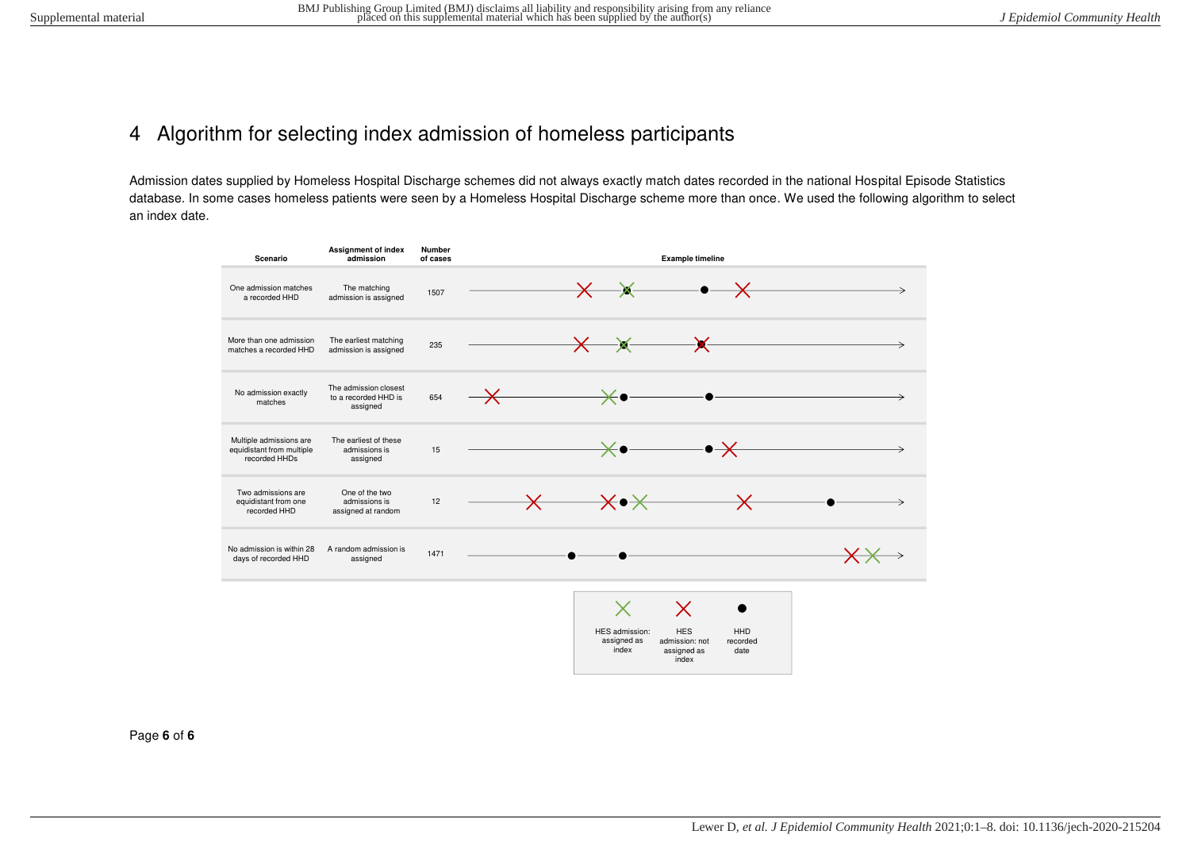# 4 Algorithm for selecting index admission of homeless participants

Admission dates supplied by Homeless Hospital Discharge schemes did not always exactly match dates recorded in the national Hospital Episode Statistics database. In some cases homeless patients were seen by a Homeless Hospital Discharge scheme more than once. We used the following algorithm to select an index date.

| Scenario | Assignment of index admission | Number of cases | Example timeline |
|---|---|---|---|
| One admission matches a recorded HHD | The matching admission is assigned | 1507 | |
| More than one admission matches a recorded HHD | The earliest matching admission is assigned | 235 | |
| No admission exactly matches | The admission closest to a recorded HHD is assigned | 654 | |
| Multiple admissions are equidistant from multiple recorded HHDs | The earliest of these admissions is assigned | 15 | |
| Two admissions are equidistant from one recorded HHD | One of the two admissions is assigned at random | 12 | |
| No admission is within 28 days of recorded HHD | A random admission is assigned | 1471 | |

HES admission: assigned as index

HES admission: not assigned as index

HHD recorded date